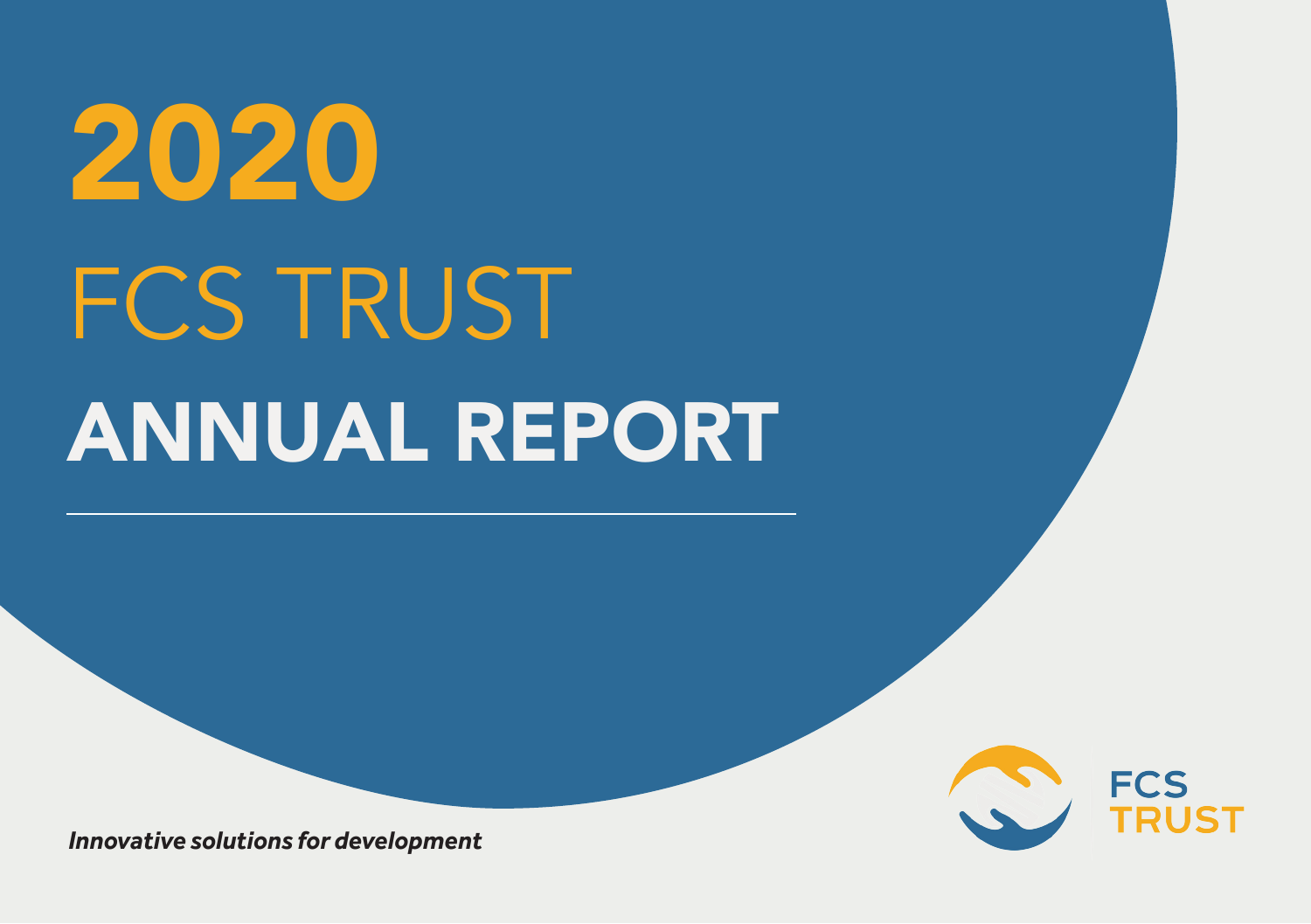# 2020

# FCS TRUST

# ANNUAL REPORT

***Innovative solutions for development***

FCS TRUST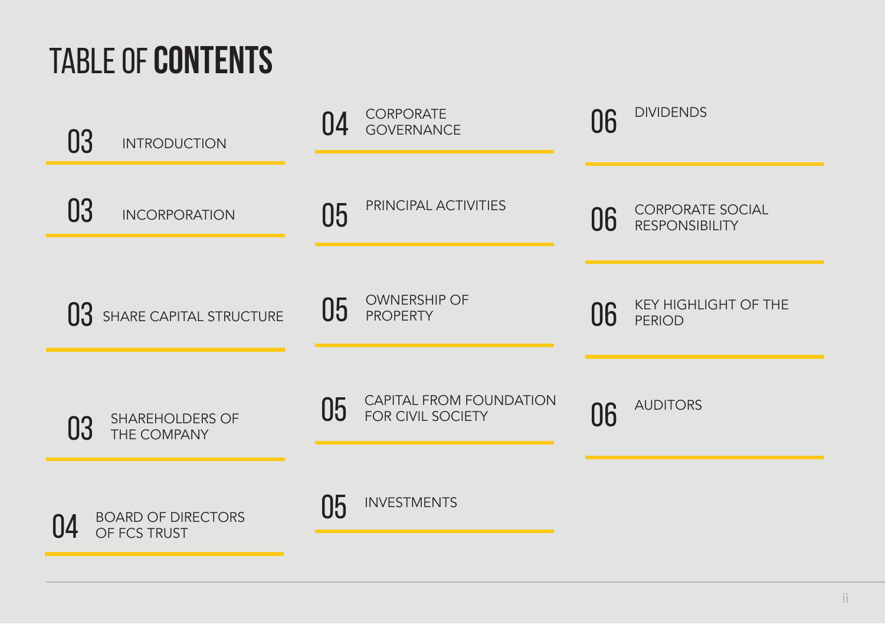# TABLE OF **CONTENTS**

| Page | Section |
|---|---|
| 03 | INTRODUCTION |
| 03 | INCORPORATION |
| 03 | SHARE CAPITAL STRUCTURE |
| 03 | SHAREHOLDERS OF THE COMPANY |
| 04 | BOARD OF DIRECTORS OF FCS TRUST |
| 04 | CORPORATE GOVERNANCE |
| 05 | PRINCIPAL ACTIVITIES |
| 05 | OWNERSHIP OF PROPERTY |
| 05 | CAPITAL FROM FOUNDATION FOR CIVIL SOCIETY |
| 05 | INVESTMENTS |
| 06 | DIVIDENDS |
| 06 | CORPORATE SOCIAL RESPONSIBILITY |
| 06 | KEY HIGHLIGHT OF THE PERIOD |
| 06 | AUDITORS |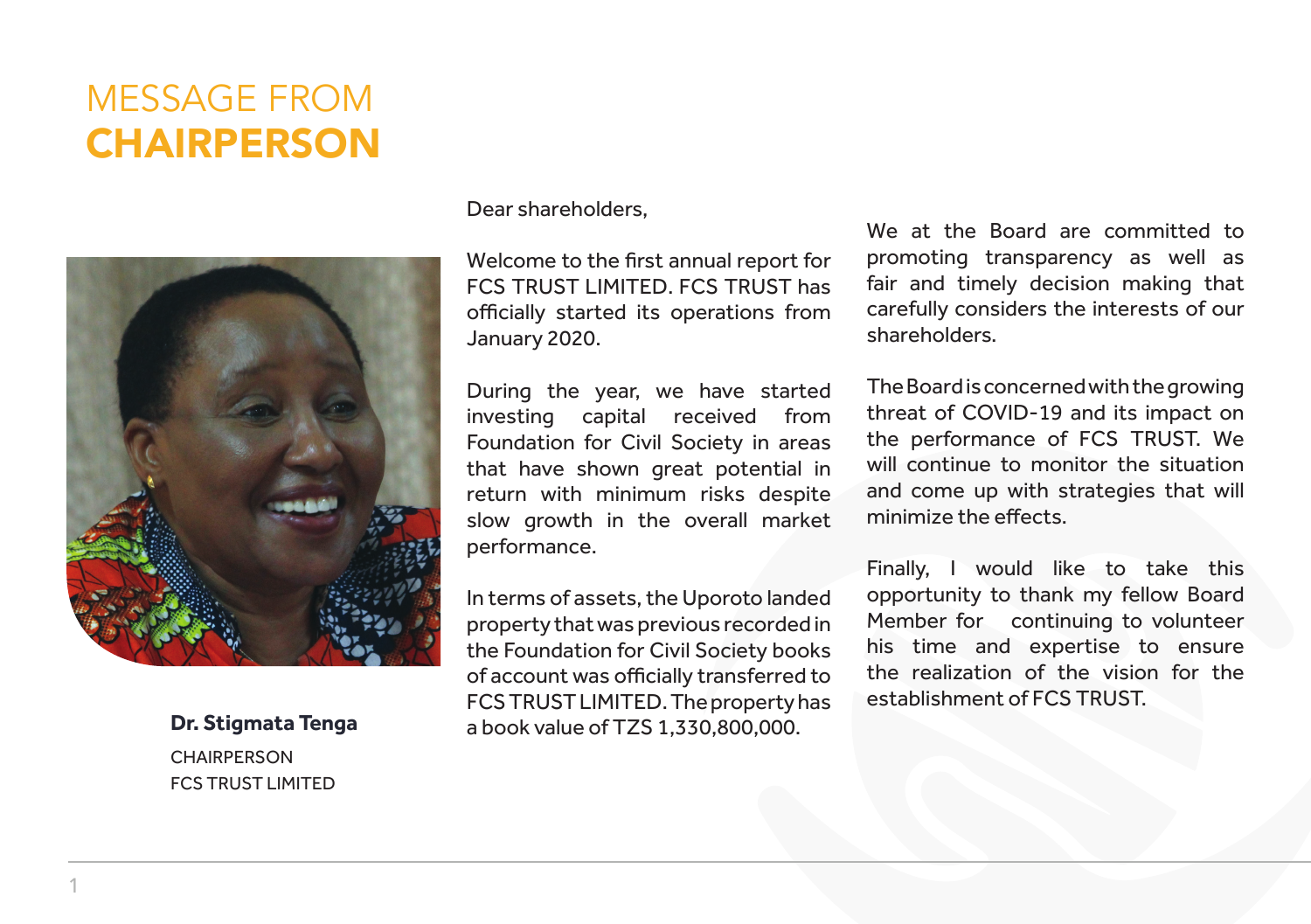# MESSAGE FROM **CHAIRPERSON**

Dear shareholders,

Welcome to the first annual report for FCS TRUST LIMITED. FCS TRUST has officially started its operations from January 2020.

During the year, we have started investing capital received from Foundation for Civil Society in areas that have shown great potential in return with minimum risks despite slow growth in the overall market performance.

In terms of assets, the Uporoto landed property that was previous recorded in the Foundation for Civil Society books of account was officially transferred to FCS TRUST LIMITED. The property has a book value of TZS 1,330,800,000.

We at the Board are committed to promoting transparency as well as fair and timely decision making that carefully considers the interests of our shareholders.

The Board is concerned with the growing threat of COVID-19 and its impact on the performance of FCS TRUST. We will continue to monitor the situation and come up with strategies that will minimize the effects.

Finally, I would like to take this opportunity to thank my fellow Board Member for continuing to volunteer his time and expertise to ensure the realization of the vision for the establishment of FCS TRUST.

**Dr. Stigmata Tenga**
CHAIRPERSON
FCS TRUST LIMITED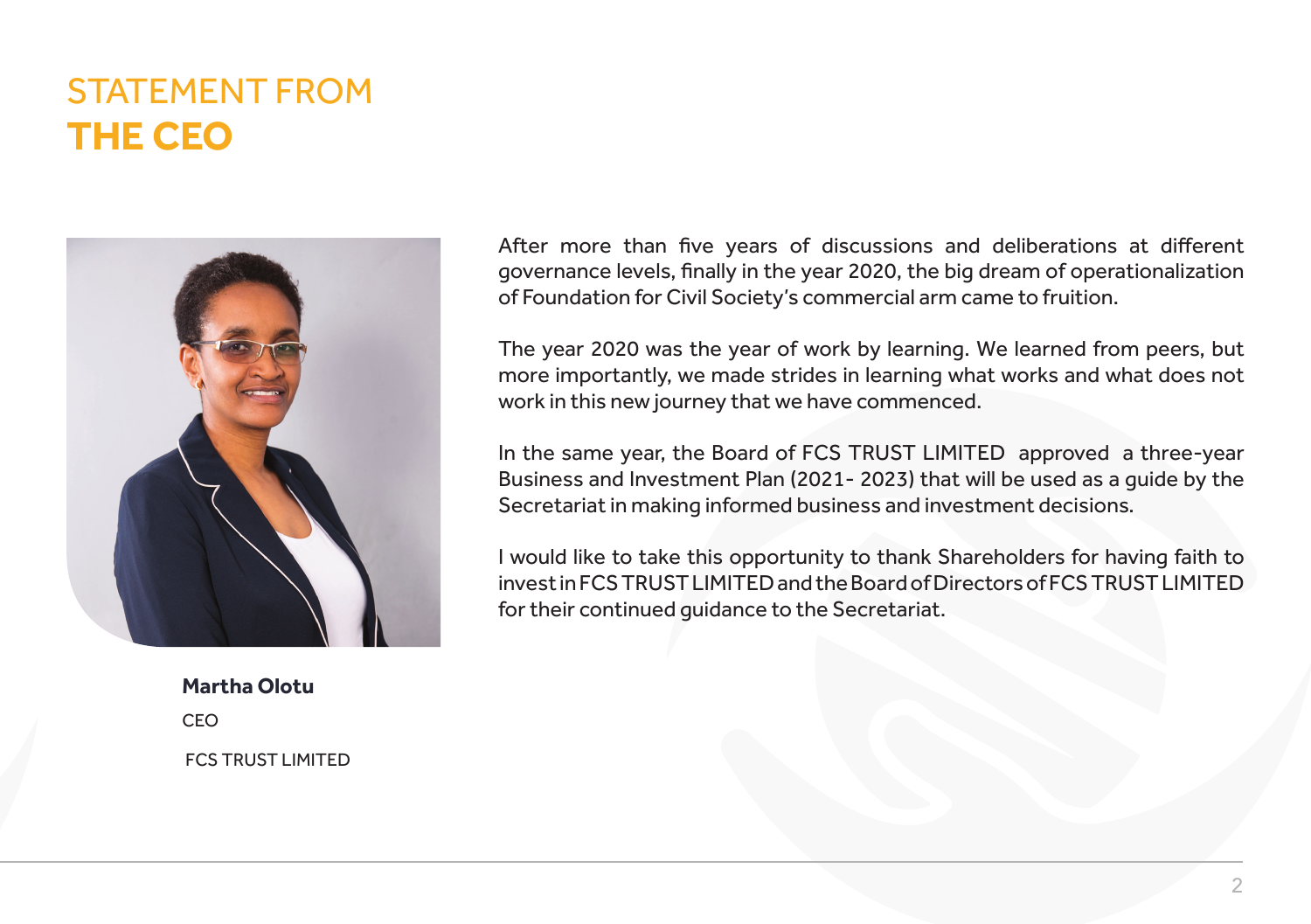# STATEMENT FROM **THE CEO**

After more than five years of discussions and deliberations at different governance levels, finally in the year 2020, the big dream of operationalization of Foundation for Civil Society's commercial arm came to fruition.

The year 2020 was the year of work by learning. We learned from peers, but more importantly, we made strides in learning what works and what does not work in this new journey that we have commenced.

In the same year, the Board of FCS TRUST LIMITED approved a three-year Business and Investment Plan (2021- 2023) that will be used as a guide by the Secretariat in making informed business and investment decisions.

I would like to take this opportunity to thank Shareholders for having faith to invest in FCS TRUST LIMITED and the Board of Directors of FCS TRUST LIMITED for their continued guidance to the Secretariat.

**Martha Olotu**

CEO

FCS TRUST LIMITED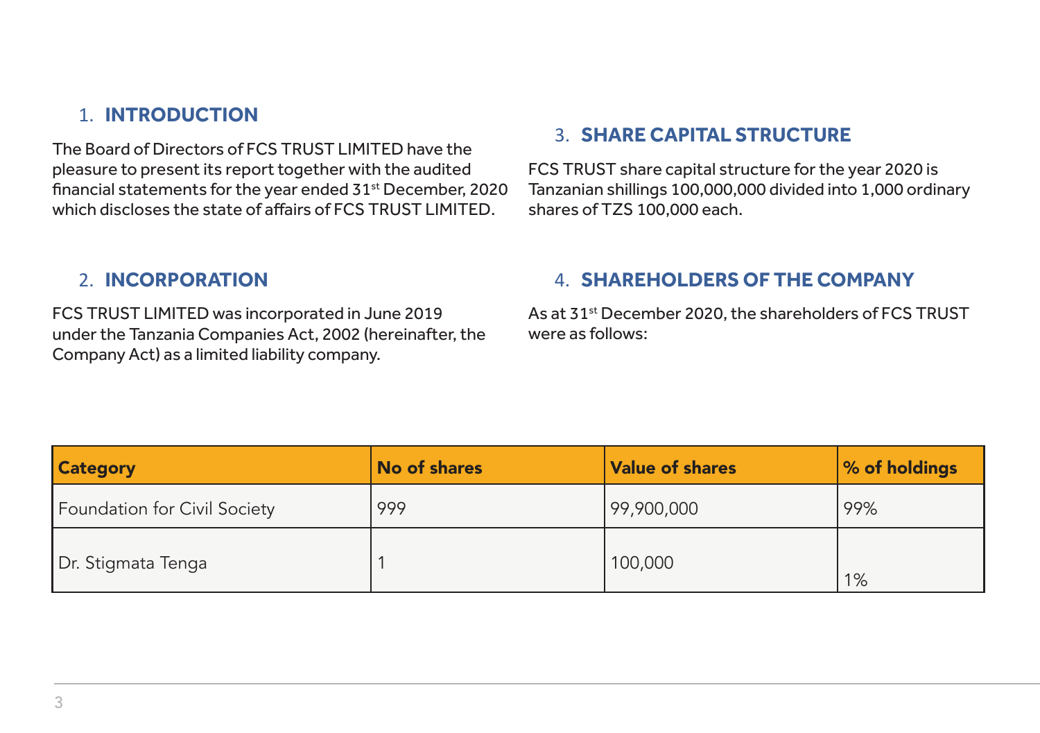## 1. INTRODUCTION

The Board of Directors of FCS TRUST LIMITED have the pleasure to present its report together with the audited financial statements for the year ended 31st December, 2020 which discloses the state of affairs of FCS TRUST LIMITED.

## 2. INCORPORATION

FCS TRUST LIMITED was incorporated in June 2019 under the Tanzania Companies Act, 2002 (hereinafter, the Company Act) as a limited liability company.

## 3. SHARE CAPITAL STRUCTURE

FCS TRUST share capital structure for the year 2020 is Tanzanian shillings 100,000,000 divided into 1,000 ordinary shares of TZS 100,000 each.

## 4. SHAREHOLDERS OF THE COMPANY

As at 31st December 2020, the shareholders of FCS TRUST were as follows:

| **Category** | **No of shares** | **Value of shares** | **% of holdings** |
|---|---|---|---|
| Foundation for Civil Society | 999 | 99,900,000 | 99% |
| Dr. Stigmata Tenga | 1 | 100,000 | 1% |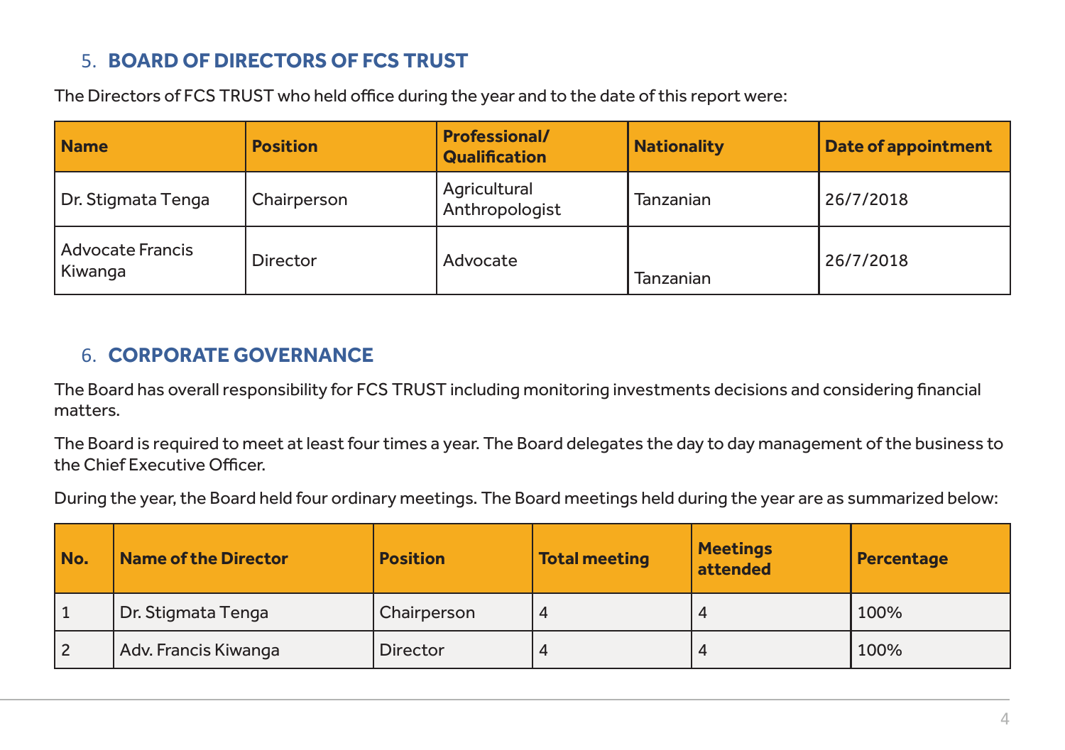## 5. BOARD OF DIRECTORS OF FCS TRUST

The Directors of FCS TRUST who held office during the year and to the date of this report were:

| Name | Position | Professional/ Qualification | Nationality | Date of appointment |
| --- | --- | --- | --- | --- |
| Dr. Stigmata Tenga | Chairperson | Agricultural Anthropologist | Tanzanian | 26/7/2018 |
| Advocate Francis Kiwanga | Director | Advocate | Tanzanian | 26/7/2018 |

## 6. CORPORATE GOVERNANCE

The Board has overall responsibility for FCS TRUST including monitoring investments decisions and considering financial matters.

The Board is required to meet at least four times a year. The Board delegates the day to day management of the business to the Chief Executive Officer.

During the year, the Board held four ordinary meetings. The Board meetings held during the year are as summarized below:

| No. | Name of the Director | Position | Total meeting | Meetings attended | Percentage |
| --- | --- | --- | --- | --- | --- |
| 1 | Dr. Stigmata Tenga | Chairperson | 4 | 4 | 100% |
| 2 | Adv. Francis Kiwanga | Director | 4 | 4 | 100% |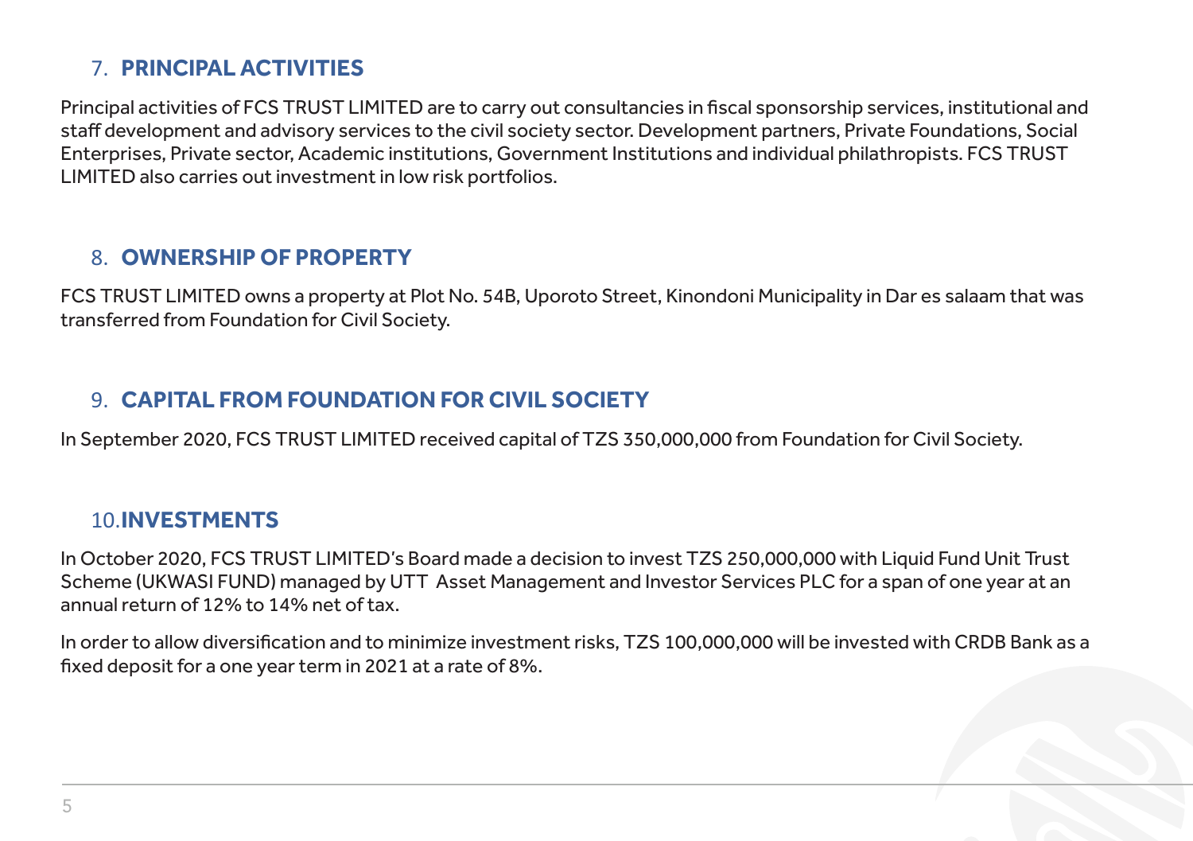## 7. PRINCIPAL ACTIVITIES

Principal activities of FCS TRUST LIMITED are to carry out consultancies in fiscal sponsorship services, institutional and staff development and advisory services to the civil society sector. Development partners, Private Foundations, Social Enterprises, Private sector, Academic institutions, Government Institutions and individual philathropists. FCS TRUST LIMITED also carries out investment in low risk portfolios.

## 8. OWNERSHIP OF PROPERTY

FCS TRUST LIMITED owns a property at Plot No. 54B, Uporoto Street, Kinondoni Municipality in Dar es salaam that was transferred from Foundation for Civil Society.

## 9. CAPITAL FROM FOUNDATION FOR CIVIL SOCIETY

In September 2020, FCS TRUST LIMITED received capital of TZS 350,000,000 from Foundation for Civil Society.

## 10. INVESTMENTS

In October 2020, FCS TRUST LIMITED's Board made a decision to invest TZS 250,000,000 with Liquid Fund Unit Trust Scheme (UKWASI FUND) managed by UTT Asset Management and Investor Services PLC for a span of one year at an annual return of 12% to 14% net of tax.

In order to allow diversification and to minimize investment risks, TZS 100,000,000 will be invested with CRDB Bank as a fixed deposit for a one year term in 2021 at a rate of 8%.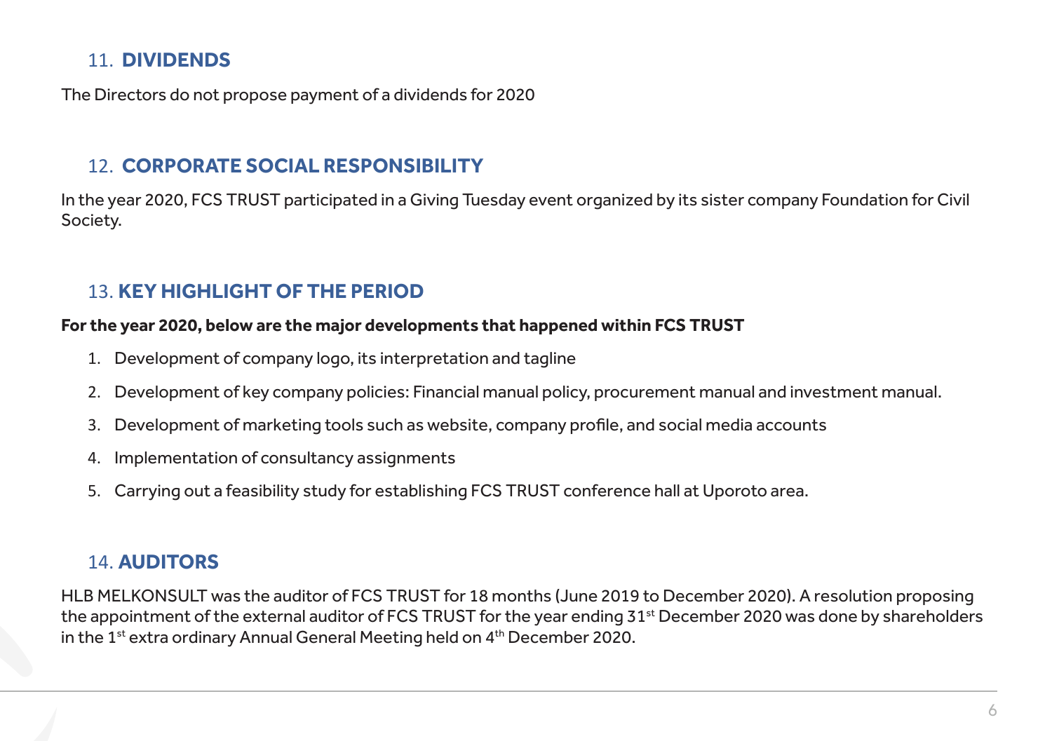## 11. DIVIDENDS

The Directors do not propose payment of a dividends for 2020

## 12. CORPORATE SOCIAL RESPONSIBILITY

In the year 2020, FCS TRUST participated in a Giving Tuesday event organized by its sister company Foundation for Civil Society.

## 13. KEY HIGHLIGHT OF THE PERIOD

**For the year 2020, below are the major developments that happened within FCS TRUST**

1. Development of company logo, its interpretation and tagline
2. Development of key company policies: Financial manual policy, procurement manual and investment manual.
3. Development of marketing tools such as website, company profile, and social media accounts
4. Implementation of consultancy assignments
5. Carrying out a feasibility study for establishing FCS TRUST conference hall at Uporoto area.

## 14. AUDITORS

HLB MELKONSULT was the auditor of FCS TRUST for 18 months (June 2019 to December 2020). A resolution proposing the appointment of the external auditor of FCS TRUST for the year ending 31st December 2020 was done by shareholders in the 1st extra ordinary Annual General Meeting held on 4th December 2020.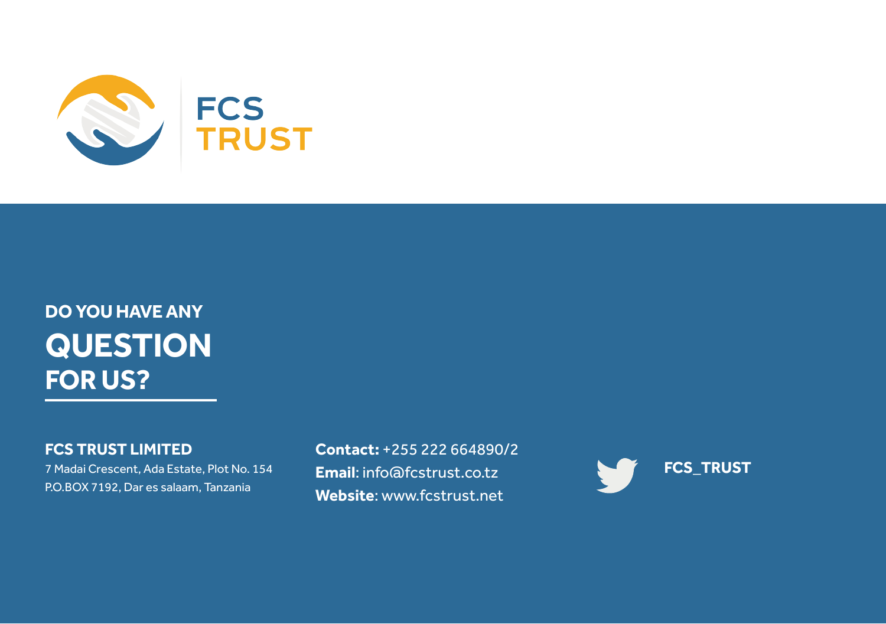FCS
TRUST

## DO YOU HAVE ANY QUESTION FOR US?

**FCS TRUST LIMITED**
7 Madai Crescent, Ada Estate, Plot No. 154
P.O.BOX 7192, Dar es salaam, Tanzania

**Contact:** +255 222 664890/2
**Email**: info@fcstrust.co.tz
**Website**: www.fcstrust.net

**FCS_TRUST**